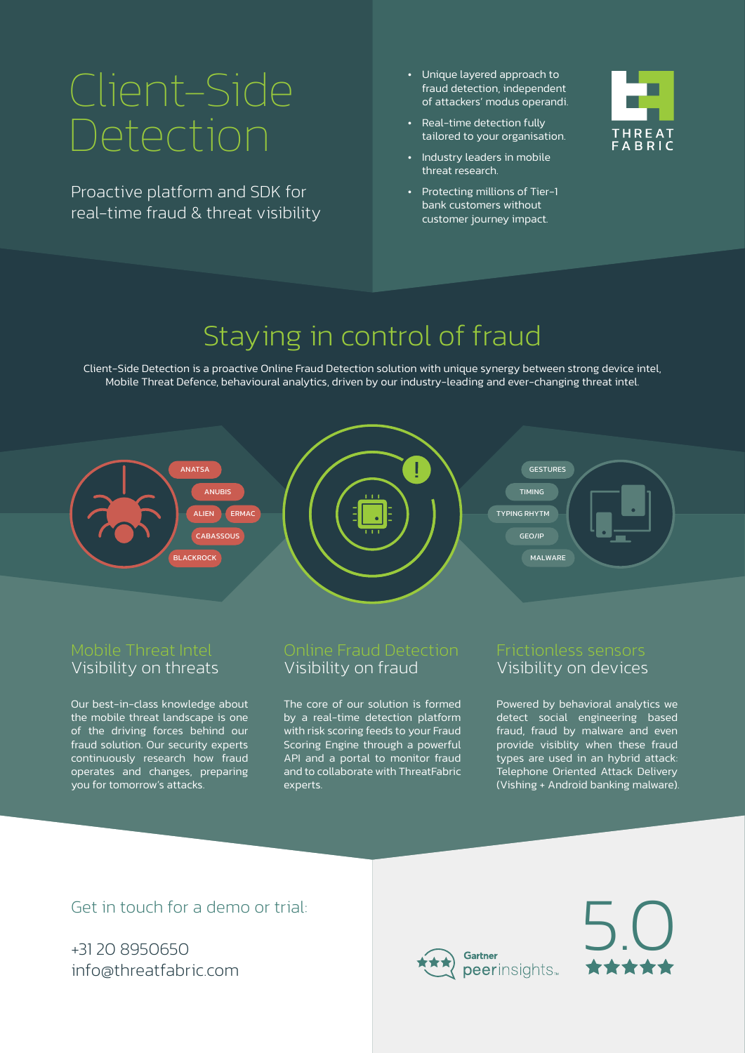# Client-Side Detection

Proactive platform and SDK for real-time fraud & threat visibility

- Unique layered approach to fraud detection, independent of attackers' modus operandi.
- Real-time detection fully tailored to your organisation.
- Industry leaders in mobile threat research.
- Protecting millions of Tier-1 bank customers without customer journey impact.

THREAT FABRIC

## Staying in control of fraud

Client-Side Detection is a proactive Online Fraud Detection solution with unique synergy between strong device intel, Mobile Threat Defence, behavioural analytics, driven by our industry-leading and ever-changing threat intel.

ANATSA
ANUBIS
ALIEN
ERMAC
CABASSOUS
BLACKROCK

GESTURES
TIMING
TYPING RHYTM
GEO/IP
MALWARE

### Mobile Threat Intel
### Visibility on threats

Our best-in-class knowledge about the mobile threat landscape is one of the driving forces behind our fraud solution. Our security experts continuously research how fraud operates and changes, preparing you for tomorrow's attacks.

### Online Fraud Detection
### Visibility on fraud

The core of our solution is formed by a real-time detection platform with risk scoring feeds to your Fraud Scoring Engine through a powerful API and a portal to monitor fraud and to collaborate with ThreatFabric experts.

### Frictionless sensors
### Visibility on devices

Powered by behavioral analytics we detect social engineering based fraud, fraud by malware and even provide visiblity when these fraud types are used in an hybrid attack: Telephone Oriented Attack Delivery (Vishing + Android banking malware).

Get in touch for a demo or trial:

+31 20 8950650
info@threatfabric.com

Gartner peerinsights™

5.0 ★★★★★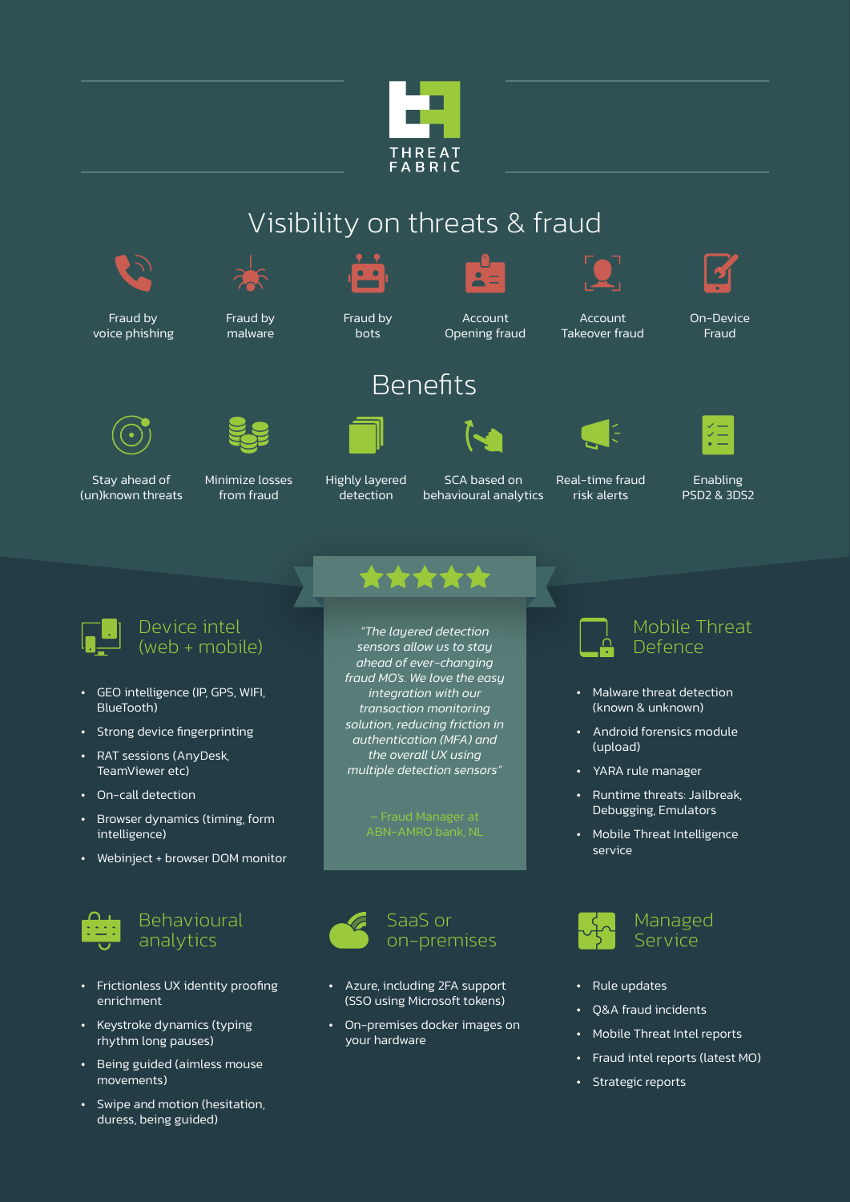THREAT FABRIC

## Visibility on threats & fraud

- Fraud by voice phishing
- Fraud by malware
- Fraud by bots
- Account Opening fraud
- Account Takeover fraud
- On-Device Fraud

## Benefits

- Stay ahead of (un)known threats
- Minimize losses from fraud
- Highly layered detection
- SCA based on behavioural analytics
- Real-time fraud risk alerts
- Enabling PSD2 & 3DS2

### Device intel (web + mobile)

- GEO intelligence (IP, GPS, WIFI, BlueTooth)
- Strong device fingerprinting
- RAT sessions (AnyDesk, TeamViewer etc)
- On-call detection
- Browser dynamics (timing, form intelligence)
- Webinject + browser DOM monitor

★★★★★

*"The layered detection sensors allow us to stay ahead of ever-changing fraud MO's. We love the easy integration with our transaction monitoring solution, reducing friction in authentication (MFA) and the overall UX using multiple detection sensors"*

– Fraud Manager at ABN-AMRO bank, NL

### Mobile Threat Defence

- Malware threat detection (known & unknown)
- Android forensics module (upload)
- YARA rule manager
- Runtime threats: Jailbreak, Debugging, Emulators
- Mobile Threat Intelligence service

### Behavioural analytics

- Frictionless UX identity proofing enrichment
- Keystroke dynamics (typing rhythm long pauses)
- Being guided (aimless mouse movements)
- Swipe and motion (hesitation, duress, being guided)

### SaaS or on-premises

- Azure, including 2FA support (SSO using Microsoft tokens)
- On-premises docker images on your hardware

### Managed Service

- Rule updates
- Q&A fraud incidents
- Mobile Threat Intel reports
- Fraud intel reports (latest MO)
- Strategic reports